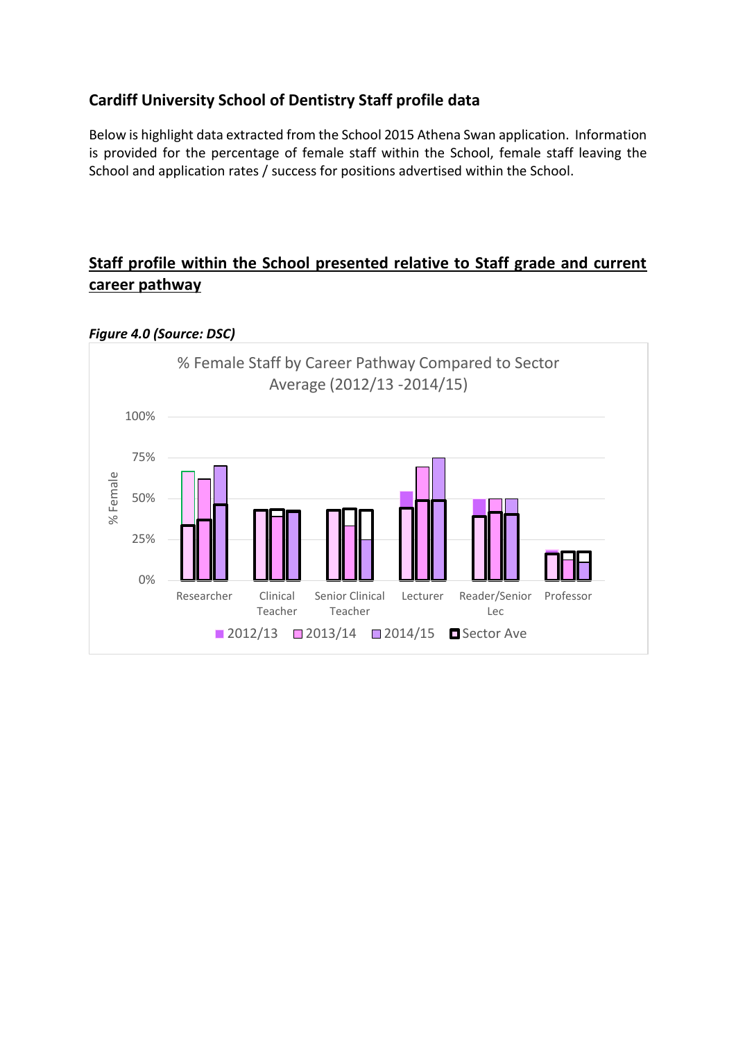## Cardiff University School of Dentistry Staff profile data

Below is highlight data extracted from the School 2015 Athena Swan application. Information is provided for the percentage of female staff within the School, female staff leaving the School and application rates / success for positions advertised within the School.

## Staff profile within the School presented relative to Staff grade and current career pathway

***Figure 4.0 (Source: DSC)***

% Female Staff by Career Pathway Compared to Sector Average (2012/13 -2014/15)

% Female: 0%, 25%, 50%, 75%, 100%

Researcher, Clinical Teacher, Senior Clinical Teacher, Lecturer, Reader/Senior Lec, Professor

2012/13, 2013/14, 2014/15, Sector Ave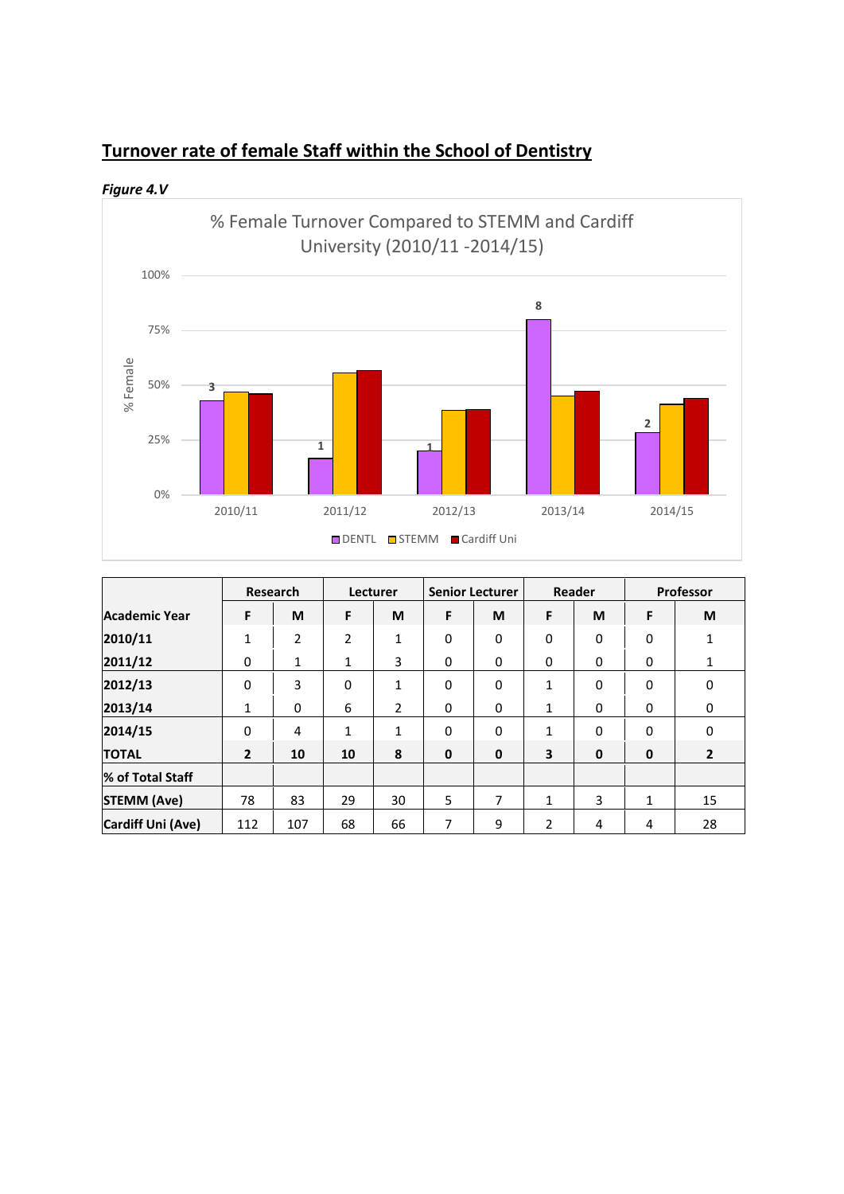## Turnover rate of female Staff within the School of Dentistry

*Figure 4.V*

% Female Turnover Compared to STEMM and Cardiff University (2010/11 -2014/15)

| Academic Year | Research | | Lecturer | | Senior Lecturer | | Reader | | Professor | |
|---|---|---|---|---|---|---|---|---|---|---|
| | F | M | F | M | F | M | F | M | F | M |
| 2010/11 | 1 | 2 | 2 | 1 | 0 | 0 | 0 | 0 | 0 | 1 |
| 2011/12 | 0 | 1 | 1 | 3 | 0 | 0 | 0 | 0 | 0 | 1 |
| 2012/13 | 0 | 3 | 0 | 1 | 0 | 0 | 1 | 0 | 0 | 0 |
| 2013/14 | 1 | 0 | 6 | 2 | 0 | 0 | 1 | 0 | 0 | 0 |
| 2014/15 | 0 | 4 | 1 | 1 | 0 | 0 | 1 | 0 | 0 | 0 |
| **TOTAL** | **2** | **10** | **10** | **8** | **0** | **0** | **3** | **0** | **0** | **2** |
| **% of Total Staff** | | | | | | | | | | |
| **STEMM (Ave)** | 78 | 83 | 29 | 30 | 5 | 7 | 1 | 3 | 1 | 15 |
| **Cardiff Uni (Ave)** | 112 | 107 | 68 | 66 | 7 | 9 | 2 | 4 | 4 | 28 |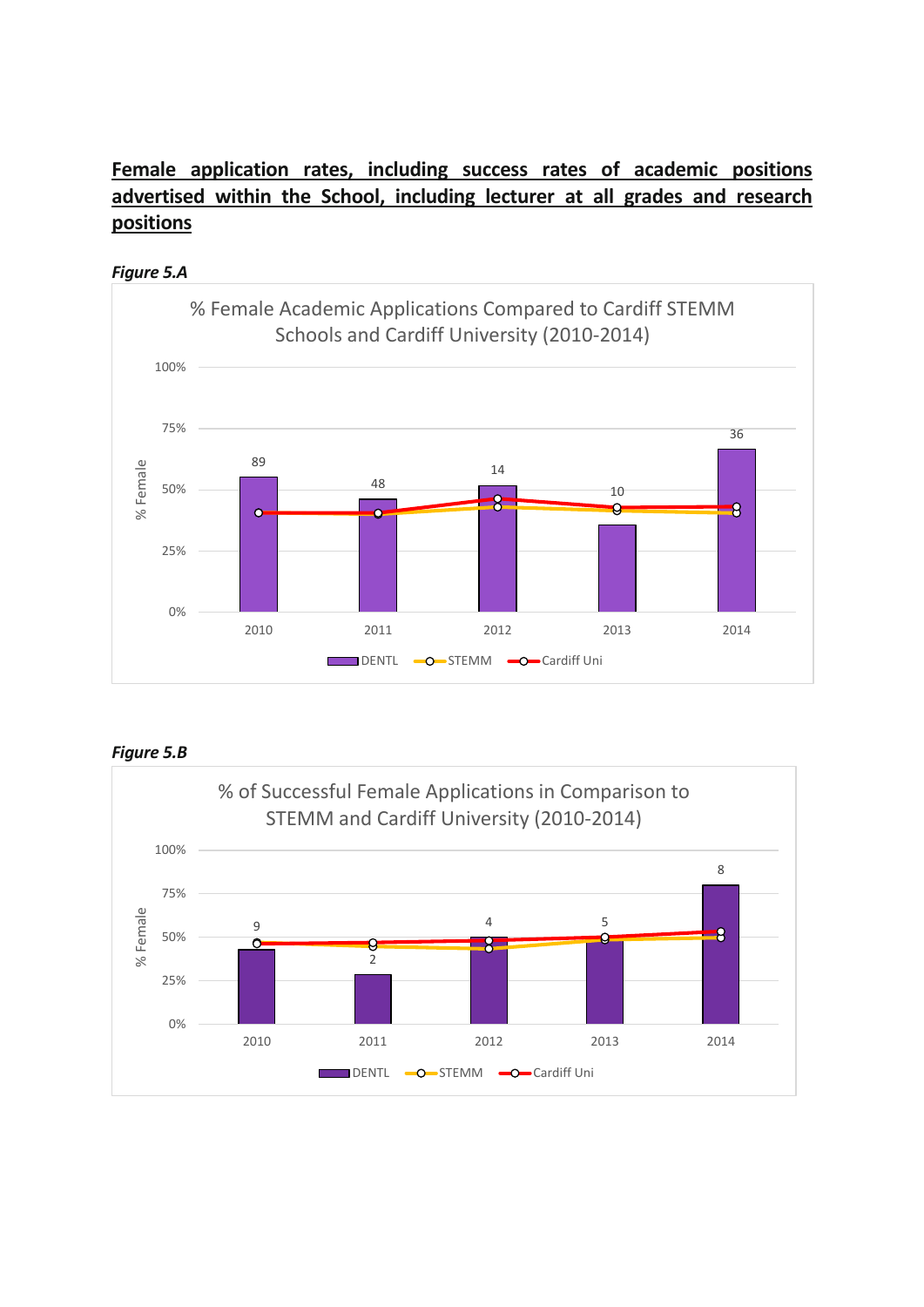**Female application rates, including success rates of academic positions advertised within the School, including lecturer at all grades and research positions**

*Figure 5.A*

% Female Academic Applications Compared to Cardiff STEMM Schools and Cardiff University (2010-2014)

100%
75%
50%
25%
0%

% Female

89
48
14
10
36

2010
2011
2012
2013
2014

DENTL
STEMM
Cardiff Uni

*Figure 5.B*

% of Successful Female Applications in Comparison to STEMM and Cardiff University (2010-2014)

100%
75%
50%
25%
0%

% Female

9
2
4
5
8

2010
2011
2012
2013
2014

DENTL
STEMM
Cardiff Uni